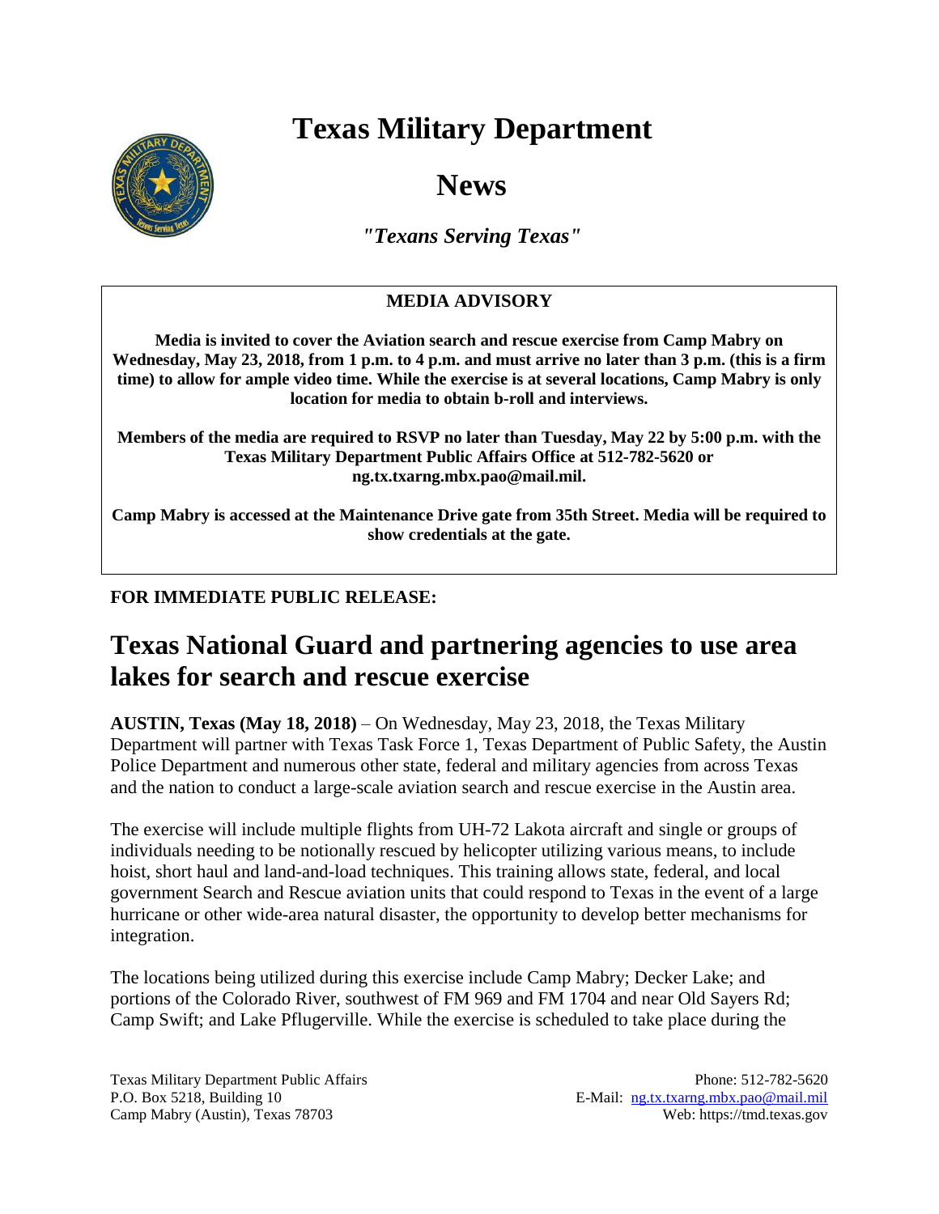# Texas Military Department

# News

*"Texans Serving Texas"*

**MEDIA ADVISORY**

**Media is invited to cover the Aviation search and rescue exercise from Camp Mabry on Wednesday, May 23, 2018, from 1 p.m. to 4 p.m. and must arrive no later than 3 p.m. (this is a firm time) to allow for ample video time. While the exercise is at several locations, Camp Mabry is only location for media to obtain b-roll and interviews.**

**Members of the media are required to RSVP no later than Tuesday, May 22 by 5:00 p.m. with the Texas Military Department Public Affairs Office at 512-782-5620 or ng.tx.txarng.mbx.pao@mail.mil.**

**Camp Mabry is accessed at the Maintenance Drive gate from 35th Street. Media will be required to show credentials at the gate.**

**FOR IMMEDIATE PUBLIC RELEASE:**

## Texas National Guard and partnering agencies to use area lakes for search and rescue exercise

**AUSTIN, Texas (May 18, 2018)** – On Wednesday, May 23, 2018, the Texas Military Department will partner with Texas Task Force 1, Texas Department of Public Safety, the Austin Police Department and numerous other state, federal and military agencies from across Texas and the nation to conduct a large-scale aviation search and rescue exercise in the Austin area.

The exercise will include multiple flights from UH-72 Lakota aircraft and single or groups of individuals needing to be notionally rescued by helicopter utilizing various means, to include hoist, short haul and land-and-load techniques. This training allows state, federal, and local government Search and Rescue aviation units that could respond to Texas in the event of a large hurricane or other wide-area natural disaster, the opportunity to develop better mechanisms for integration.

The locations being utilized during this exercise include Camp Mabry; Decker Lake; and portions of the Colorado River, southwest of FM 969 and FM 1704 and near Old Sayers Rd; Camp Swift; and Lake Pflugerville. While the exercise is scheduled to take place during the

Texas Military Department Public Affairs
P.O. Box 5218, Building 10
Camp Mabry (Austin), Texas 78703

Phone: 512-782-5620
E-Mail: ng.tx.txarng.mbx.pao@mail.mil
Web: https://tmd.texas.gov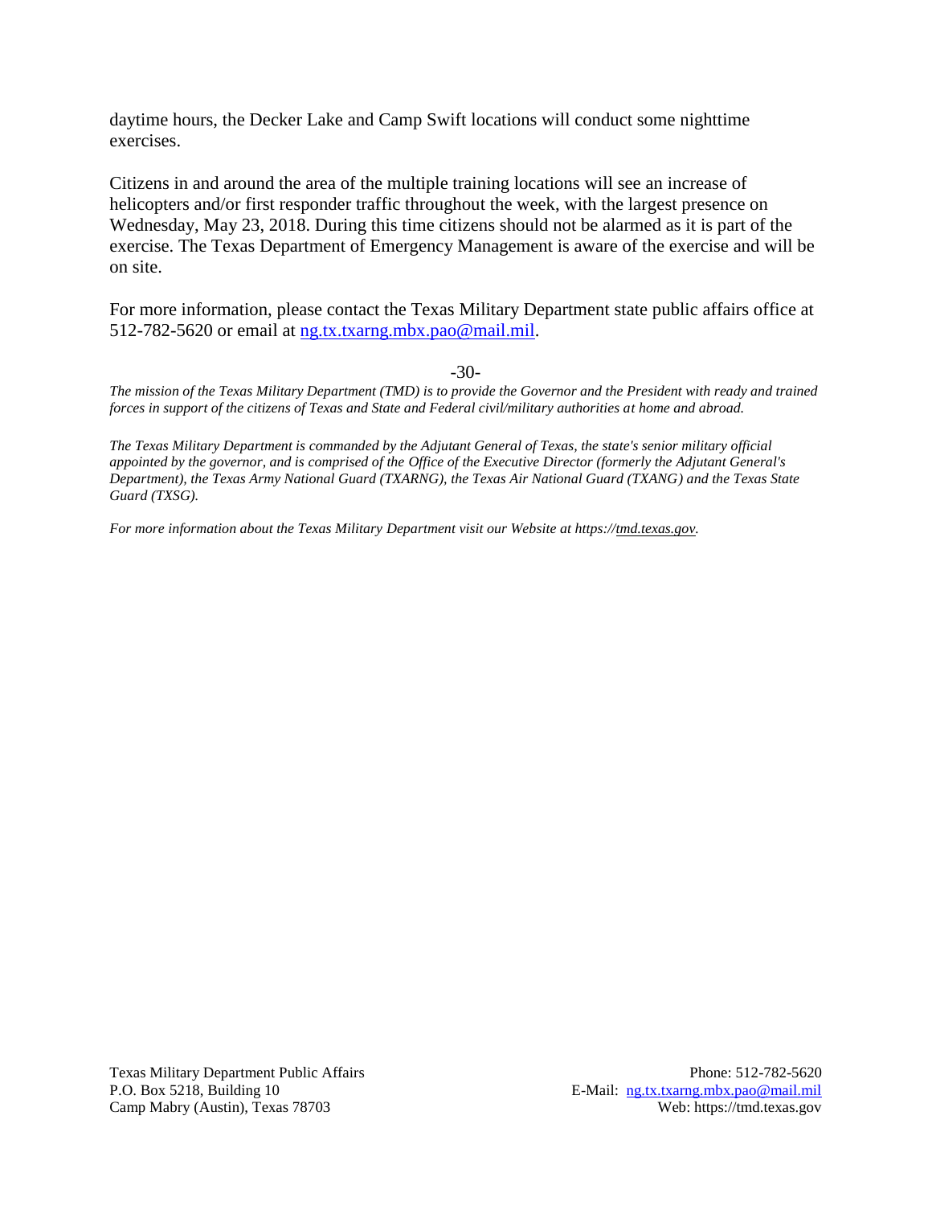daytime hours, the Decker Lake and Camp Swift locations will conduct some nighttime exercises.

Citizens in and around the area of the multiple training locations will see an increase of helicopters and/or first responder traffic throughout the week, with the largest presence on Wednesday, May 23, 2018. During this time citizens should not be alarmed as it is part of the exercise. The Texas Department of Emergency Management is aware of the exercise and will be on site.

For more information, please contact the Texas Military Department state public affairs office at 512-782-5620 or email at ng.tx.txarng.mbx.pao@mail.mil.

-30-

*The mission of the Texas Military Department (TMD) is to provide the Governor and the President with ready and trained forces in support of the citizens of Texas and State and Federal civil/military authorities at home and abroad.*

*The Texas Military Department is commanded by the Adjutant General of Texas, the state's senior military official appointed by the governor, and is comprised of the Office of the Executive Director (formerly the Adjutant General's Department), the Texas Army National Guard (TXARNG), the Texas Air National Guard (TXANG) and the Texas State Guard (TXSG).*

*For more information about the Texas Military Department visit our Website at https://tmd.texas.gov.*

Texas Military Department Public Affairs
P.O. Box 5218, Building 10
Camp Mabry (Austin), Texas 78703

Phone: 512-782-5620
E-Mail: ng.tx.txarng.mbx.pao@mail.mil
Web: https://tmd.texas.gov